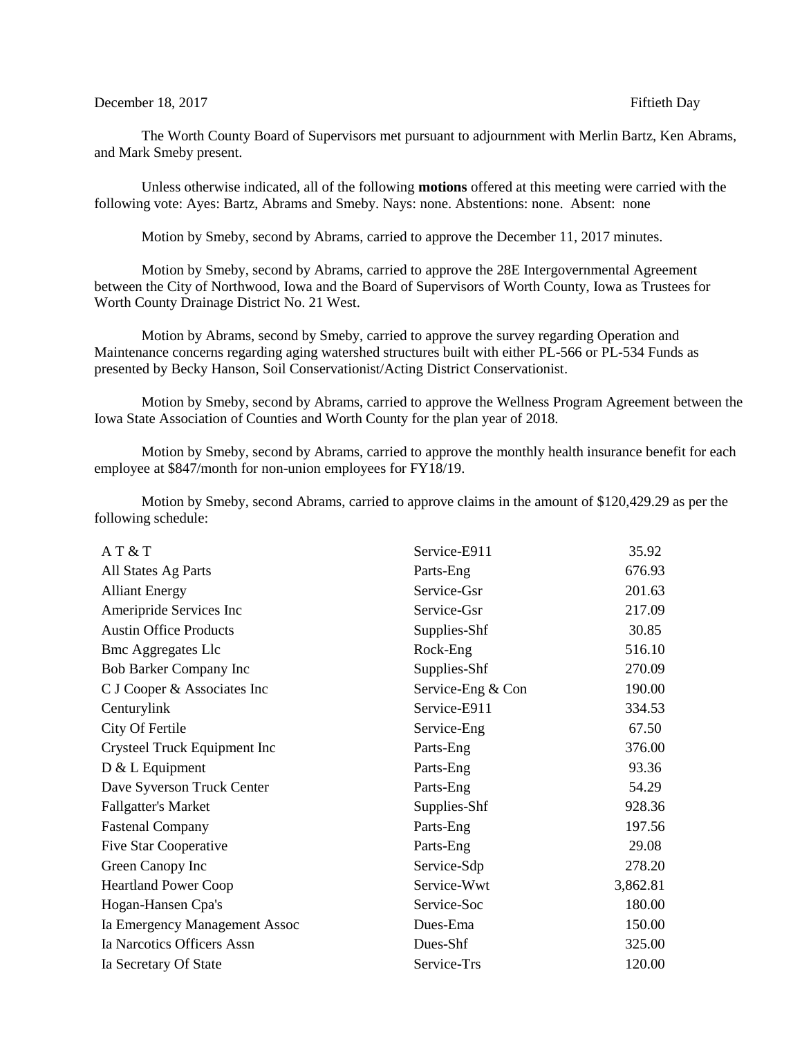December 18, 2017 Fiftieth Day

The Worth County Board of Supervisors met pursuant to adjournment with Merlin Bartz, Ken Abrams, and Mark Smeby present.

Unless otherwise indicated, all of the following **motions** offered at this meeting were carried with the following vote: Ayes: Bartz, Abrams and Smeby. Nays: none. Abstentions: none. Absent: none

Motion by Smeby, second by Abrams, carried to approve the December 11, 2017 minutes.

Motion by Smeby, second by Abrams, carried to approve the 28E Intergovernmental Agreement between the City of Northwood, Iowa and the Board of Supervisors of Worth County, Iowa as Trustees for Worth County Drainage District No. 21 West.

Motion by Abrams, second by Smeby, carried to approve the survey regarding Operation and Maintenance concerns regarding aging watershed structures built with either PL-566 or PL-534 Funds as presented by Becky Hanson, Soil Conservationist/Acting District Conservationist.

Motion by Smeby, second by Abrams, carried to approve the Wellness Program Agreement between the Iowa State Association of Counties and Worth County for the plan year of 2018.

Motion by Smeby, second by Abrams, carried to approve the monthly health insurance benefit for each employee at $847/month for non-union employees for FY18/19.

Motion by Smeby, second Abrams, carried to approve claims in the amount of $120,429.29 as per the following schedule:

| | | |
|---|---|---|
| A T & T | Service-E911 | 35.92 |
| All States Ag Parts | Parts-Eng | 676.93 |
| Alliant Energy | Service-Gsr | 201.63 |
| Ameripride Services Inc | Service-Gsr | 217.09 |
| Austin Office Products | Supplies-Shf | 30.85 |
| Bmc Aggregates Llc | Rock-Eng | 516.10 |
| Bob Barker Company Inc | Supplies-Shf | 270.09 |
| C J Cooper & Associates Inc | Service-Eng & Con | 190.00 |
| Centurylink | Service-E911 | 334.53 |
| City Of Fertile | Service-Eng | 67.50 |
| Crysteel Truck Equipment Inc | Parts-Eng | 376.00 |
| D & L Equipment | Parts-Eng | 93.36 |
| Dave Syverson Truck Center | Parts-Eng | 54.29 |
| Fallgatter's Market | Supplies-Shf | 928.36 |
| Fastenal Company | Parts-Eng | 197.56 |
| Five Star Cooperative | Parts-Eng | 29.08 |
| Green Canopy Inc | Service-Sdp | 278.20 |
| Heartland Power Coop | Service-Wwt | 3,862.81 |
| Hogan-Hansen Cpa's | Service-Soc | 180.00 |
| Ia Emergency Management Assoc | Dues-Ema | 150.00 |
| Ia Narcotics Officers Assn | Dues-Shf | 325.00 |
| Ia Secretary Of State | Service-Trs | 120.00 |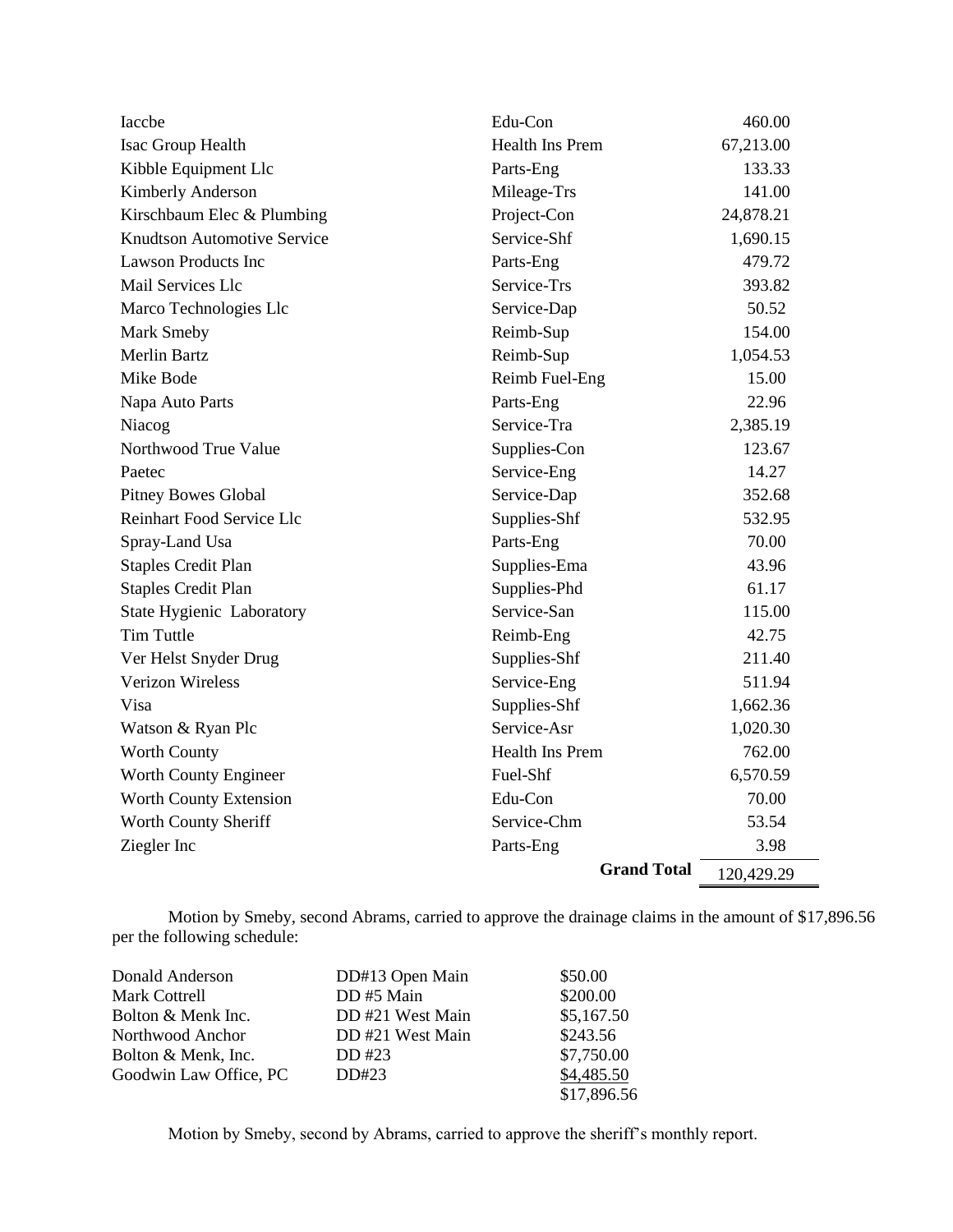| | | |
|---|---|---|
| Iaccbe | Edu-Con | 460.00 |
| Isac Group Health | Health Ins Prem | 67,213.00 |
| Kibble Equipment Llc | Parts-Eng | 133.33 |
| Kimberly Anderson | Mileage-Trs | 141.00 |
| Kirschbaum Elec & Plumbing | Project-Con | 24,878.21 |
| Knudtson Automotive Service | Service-Shf | 1,690.15 |
| Lawson Products Inc | Parts-Eng | 479.72 |
| Mail Services Llc | Service-Trs | 393.82 |
| Marco Technologies Llc | Service-Dap | 50.52 |
| Mark Smeby | Reimb-Sup | 154.00 |
| Merlin Bartz | Reimb-Sup | 1,054.53 |
| Mike Bode | Reimb Fuel-Eng | 15.00 |
| Napa Auto Parts | Parts-Eng | 22.96 |
| Niacog | Service-Tra | 2,385.19 |
| Northwood True Value | Supplies-Con | 123.67 |
| Paetec | Service-Eng | 14.27 |
| Pitney Bowes Global | Service-Dap | 352.68 |
| Reinhart Food Service Llc | Supplies-Shf | 532.95 |
| Spray-Land Usa | Parts-Eng | 70.00 |
| Staples Credit Plan | Supplies-Ema | 43.96 |
| Staples Credit Plan | Supplies-Phd | 61.17 |
| State Hygienic Laboratory | Service-San | 115.00 |
| Tim Tuttle | Reimb-Eng | 42.75 |
| Ver Helst Snyder Drug | Supplies-Shf | 211.40 |
| Verizon Wireless | Service-Eng | 511.94 |
| Visa | Supplies-Shf | 1,662.36 |
| Watson & Ryan Plc | Service-Asr | 1,020.30 |
| Worth County | Health Ins Prem | 762.00 |
| Worth County Engineer | Fuel-Shf | 6,570.59 |
| Worth County Extension | Edu-Con | 70.00 |
| Worth County Sheriff | Service-Chm | 53.54 |
| Ziegler Inc | Parts-Eng | 3.98 |
| | **Grand Total** | 120,429.29 |

Motion by Smeby, second Abrams, carried to approve the drainage claims in the amount of $17,896.56 per the following schedule:

| | | |
|---|---|---|
| Donald Anderson | DD#13 Open Main | $50.00 |
| Mark Cottrell | DD #5 Main | $200.00 |
| Bolton & Menk Inc. | DD #21 West Main | $5,167.50 |
| Northwood Anchor | DD #21 West Main | $243.56 |
| Bolton & Menk, Inc. | DD #23 | $7,750.00 |
| Goodwin Law Office, PC | DD#23 | $4,485.50 |
| | | $17,896.56 |

Motion by Smeby, second by Abrams, carried to approve the sheriff's monthly report.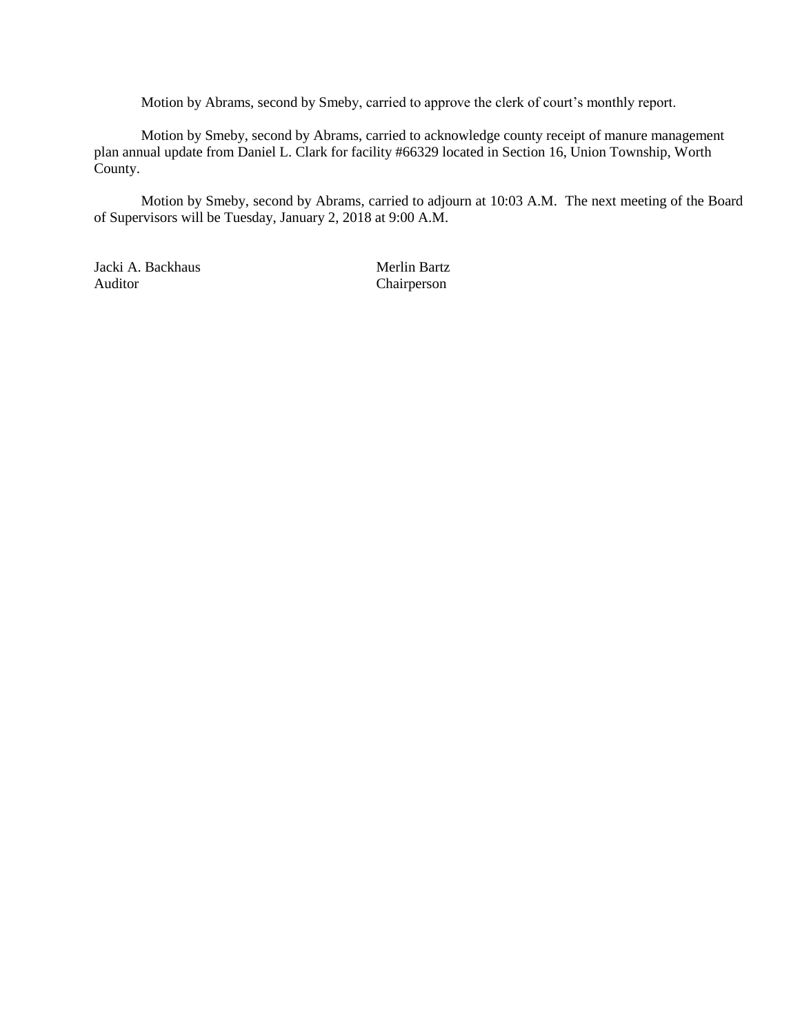Motion by Abrams, second by Smeby, carried to approve the clerk of court's monthly report.

Motion by Smeby, second by Abrams, carried to acknowledge county receipt of manure management plan annual update from Daniel L. Clark for facility #66329 located in Section 16, Union Township, Worth County.

Motion by Smeby, second by Abrams, carried to adjourn at 10:03 A.M. The next meeting of the Board of Supervisors will be Tuesday, January 2, 2018 at 9:00 A.M.

| | |
|---|---|
| Jacki A. Backhaus | Merlin Bartz |
| Auditor | Chairperson |